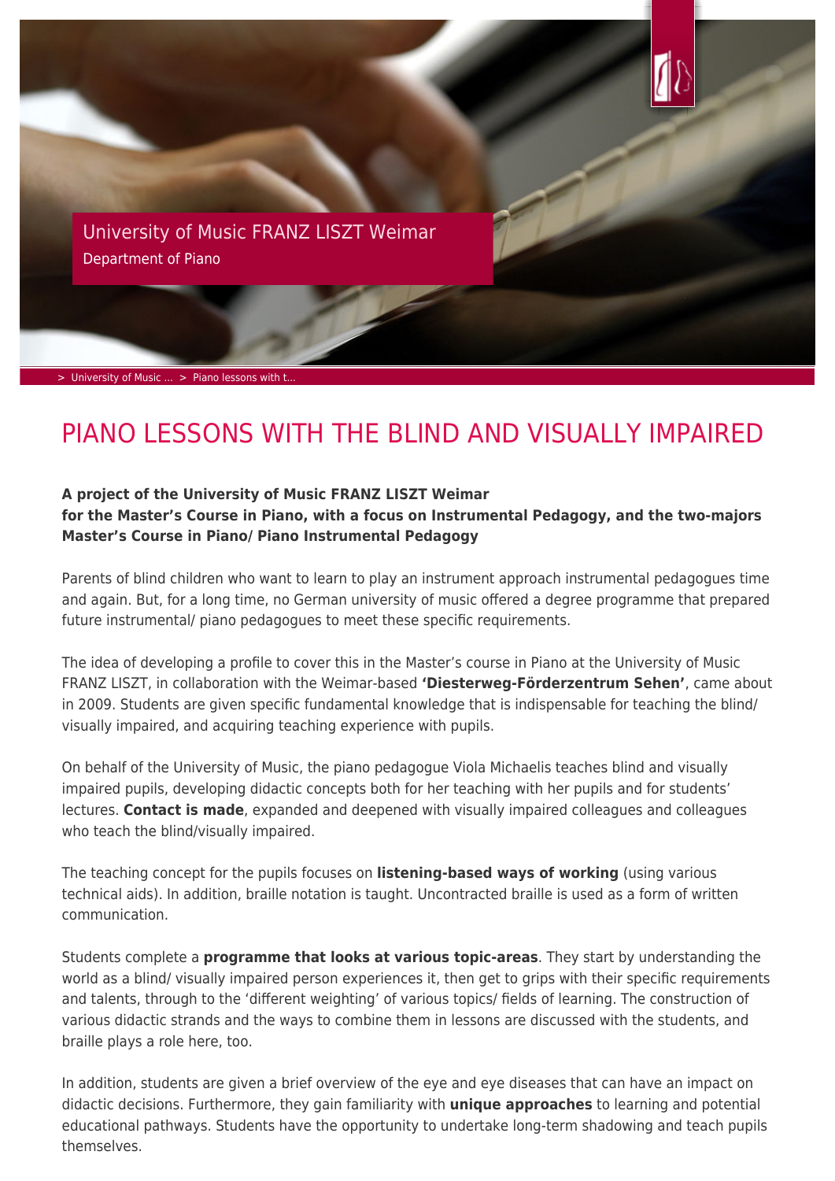University of Music FRANZ LISZT Weimar

Department of Piano

> University of Music ... > Piano lessons with t...

# PIANO LESSONS WITH THE BLIND AND VISUALLY IMPAIRED

**A project of the University of Music FRANZ LISZT Weimar**
**for the Master's Course in Piano, with a focus on Instrumental Pedagogy, and the two-majors Master's Course in Piano/ Piano Instrumental Pedagogy**

Parents of blind children who want to learn to play an instrument approach instrumental pedagogues time and again. But, for a long time, no German university of music offered a degree programme that prepared future instrumental/ piano pedagogues to meet these specific requirements.

The idea of developing a profile to cover this in the Master's course in Piano at the University of Music FRANZ LISZT, in collaboration with the Weimar-based **'Diesterweg-Förderzentrum Sehen'**, came about in 2009. Students are given specific fundamental knowledge that is indispensable for teaching the blind/ visually impaired, and acquiring teaching experience with pupils.

On behalf of the University of Music, the piano pedagogue Viola Michaelis teaches blind and visually impaired pupils, developing didactic concepts both for her teaching with her pupils and for students' lectures. **Contact is made**, expanded and deepened with visually impaired colleagues and colleagues who teach the blind/visually impaired.

The teaching concept for the pupils focuses on **listening-based ways of working** (using various technical aids). In addition, braille notation is taught. Uncontracted braille is used as a form of written communication.

Students complete a **programme that looks at various topic-areas**. They start by understanding the world as a blind/ visually impaired person experiences it, then get to grips with their specific requirements and talents, through to the 'different weighting' of various topics/ fields of learning. The construction of various didactic strands and the ways to combine them in lessons are discussed with the students, and braille plays a role here, too.

In addition, students are given a brief overview of the eye and eye diseases that can have an impact on didactic decisions. Furthermore, they gain familiarity with **unique approaches** to learning and potential educational pathways. Students have the opportunity to undertake long-term shadowing and teach pupils themselves.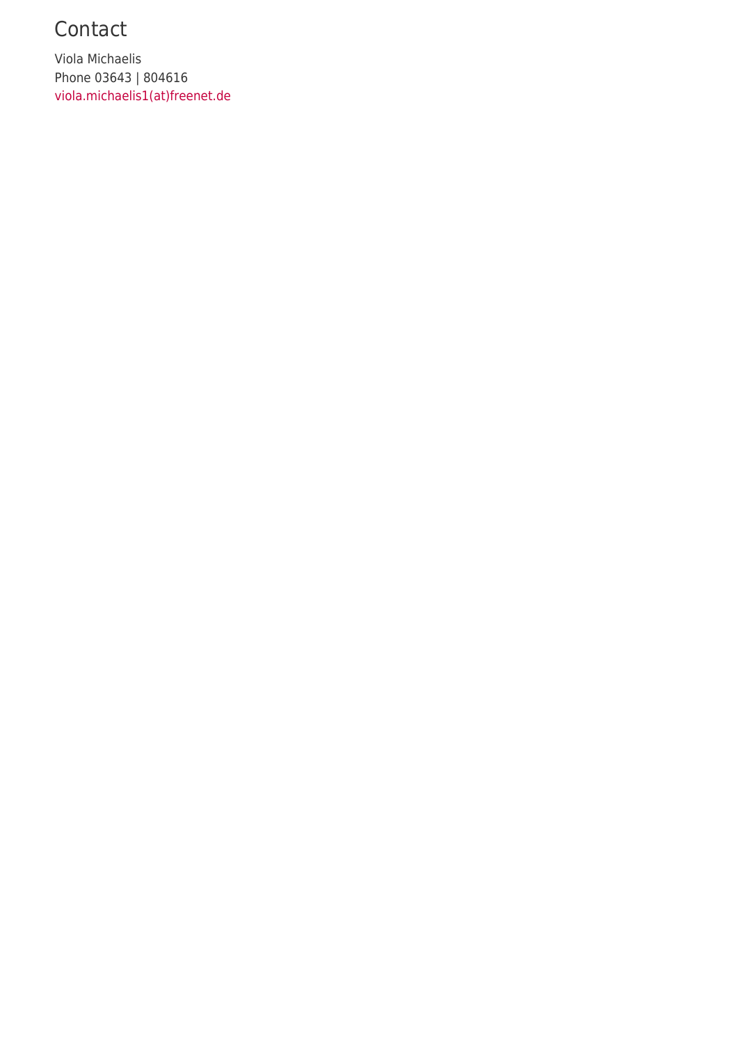# Contact

Viola Michaelis
Phone 03643 | 804616
viola.michaelis1(at)freenet.de